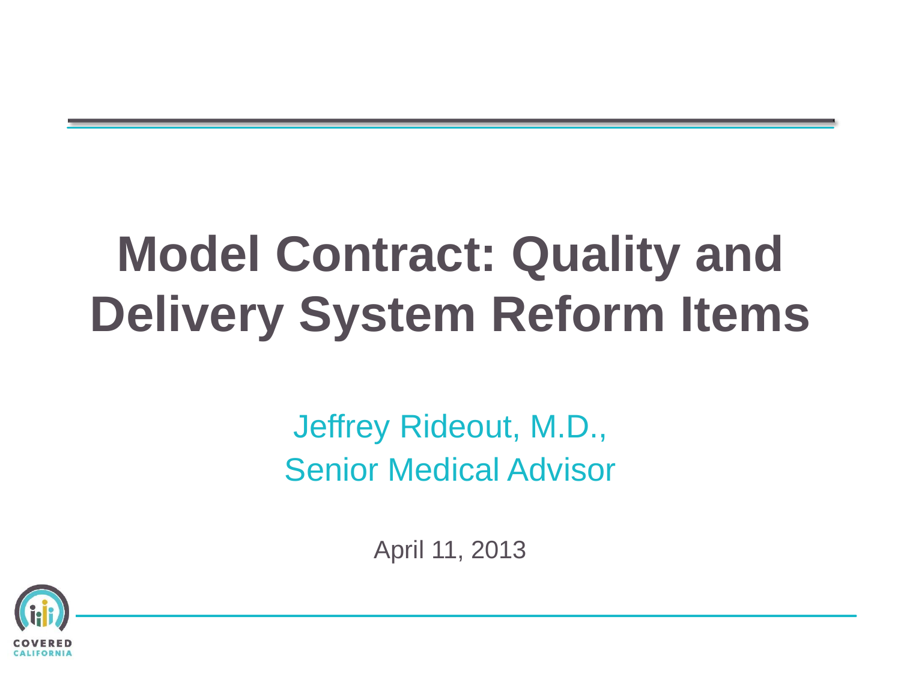# Model Contract: Quality and Delivery System Reform Items

Jeffrey Rideout, M.D.,
Senior Medical Advisor

April 11, 2013

COVERED CALIFORNIA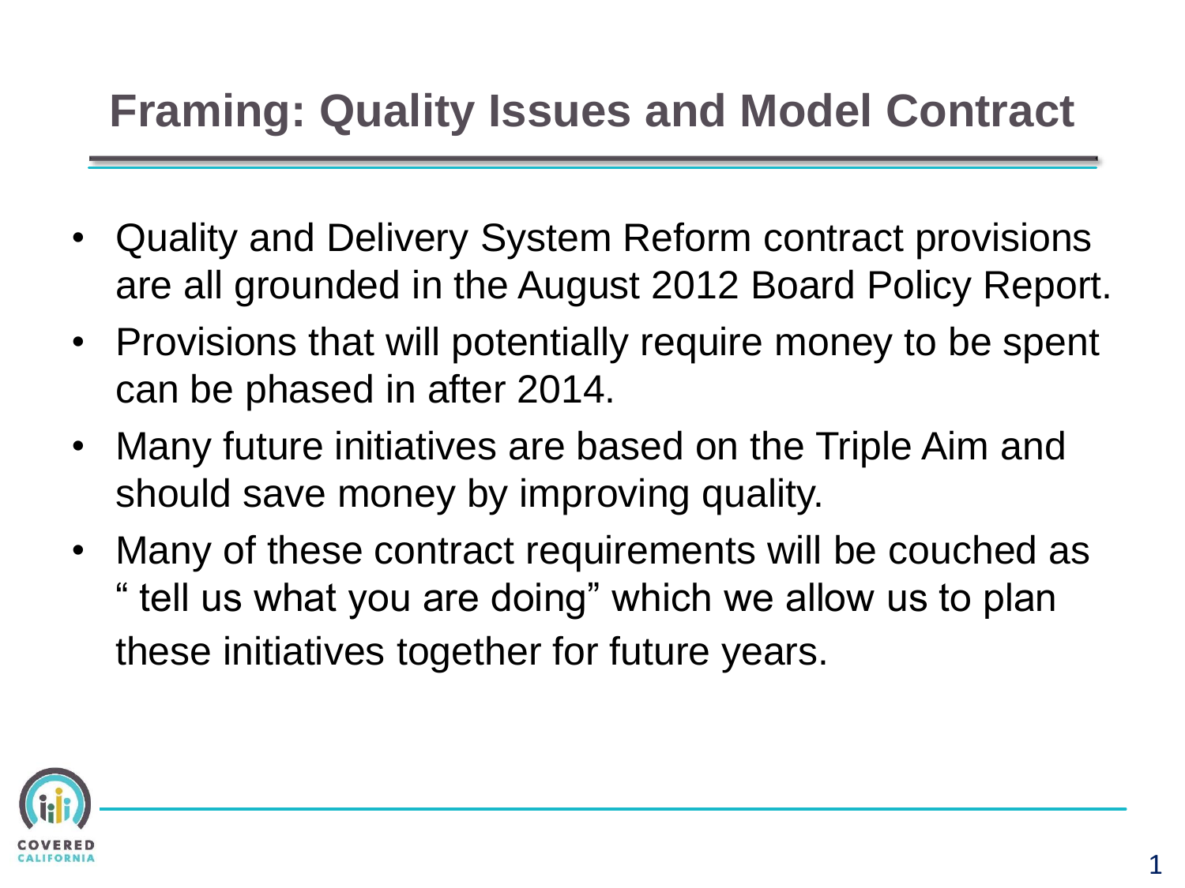# Framing: Quality Issues and Model Contract

- Quality and Delivery System Reform contract provisions are all grounded in the August 2012 Board Policy Report.
- Provisions that will potentially require money to be spent can be phased in after 2014.
- Many future initiatives are based on the Triple Aim and should save money by improving quality.
- Many of these contract requirements will be couched as " tell us what you are doing" which we allow us to plan these initiatives together for future years.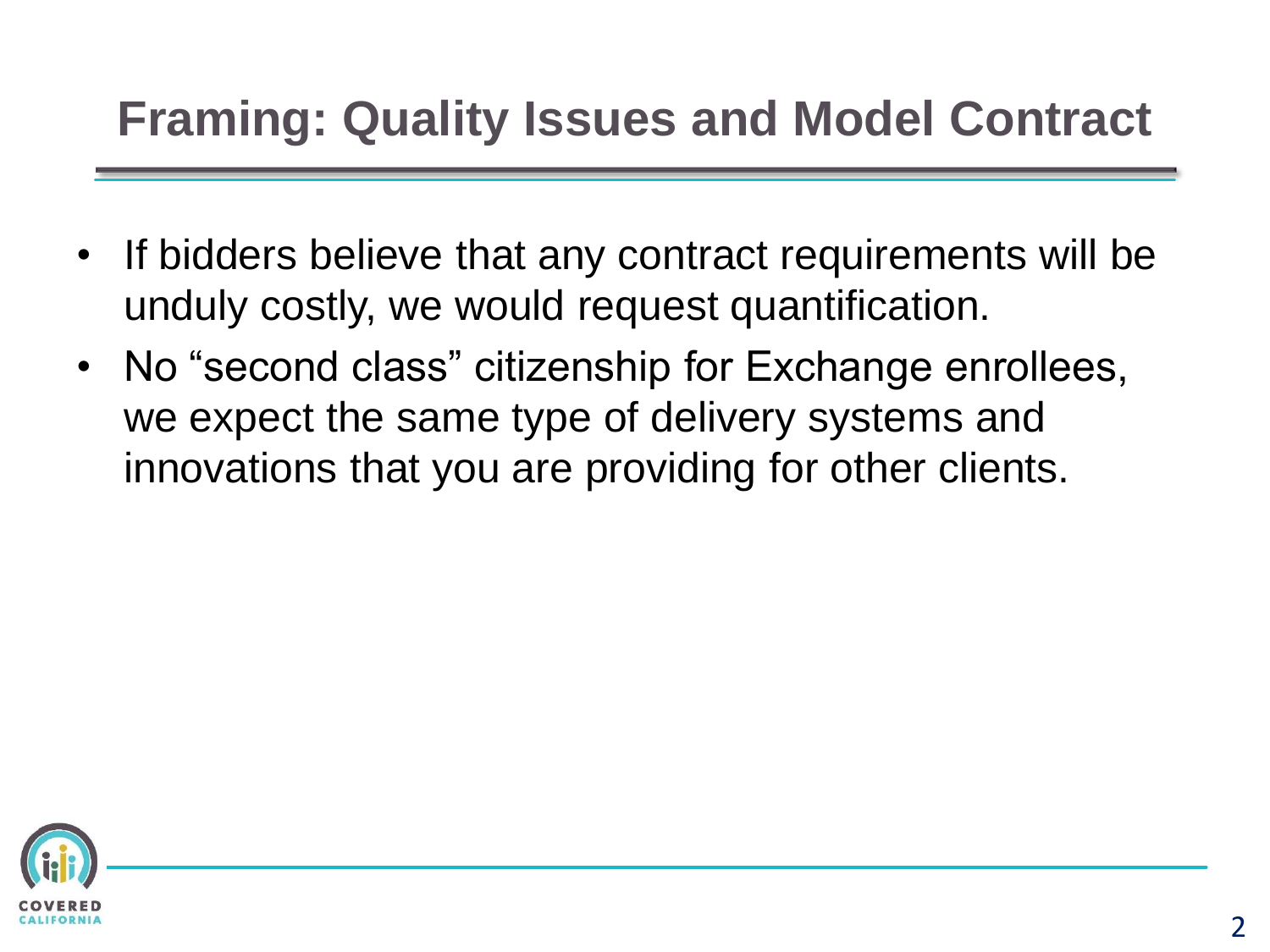# Framing: Quality Issues and Model Contract

- If bidders believe that any contract requirements will be unduly costly, we would request quantification.
- No "second class" citizenship for Exchange enrollees, we expect the same type of delivery systems and innovations that you are providing for other clients.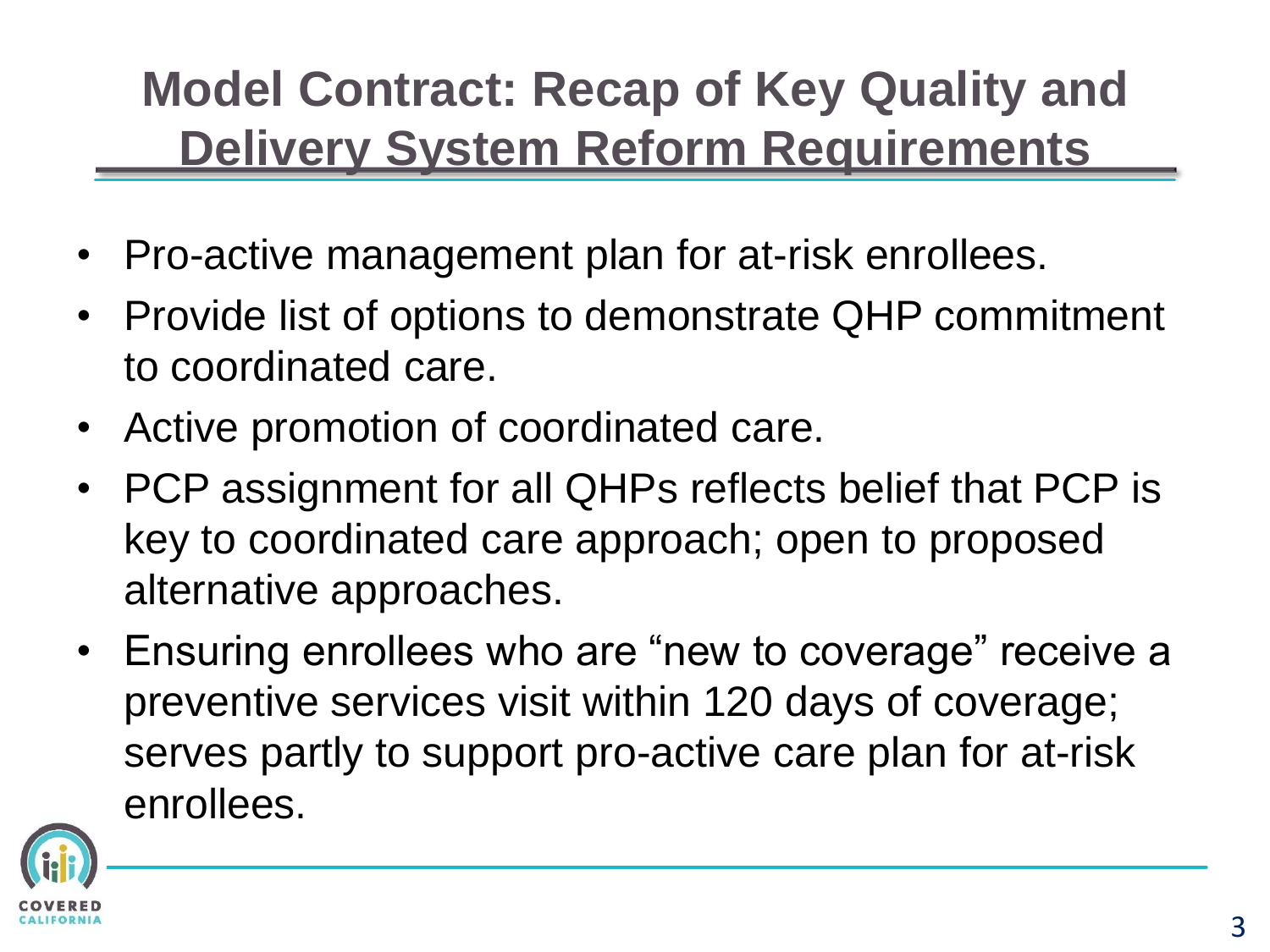# Model Contract: Recap of Key Quality and Delivery System Reform Requirements

- Pro-active management plan for at-risk enrollees.
- Provide list of options to demonstrate QHP commitment to coordinated care.
- Active promotion of coordinated care.
- PCP assignment for all QHPs reflects belief that PCP is key to coordinated care approach; open to proposed alternative approaches.
- Ensuring enrollees who are "new to coverage" receive a preventive services visit within 120 days of coverage; serves partly to support pro-active care plan for at-risk enrollees.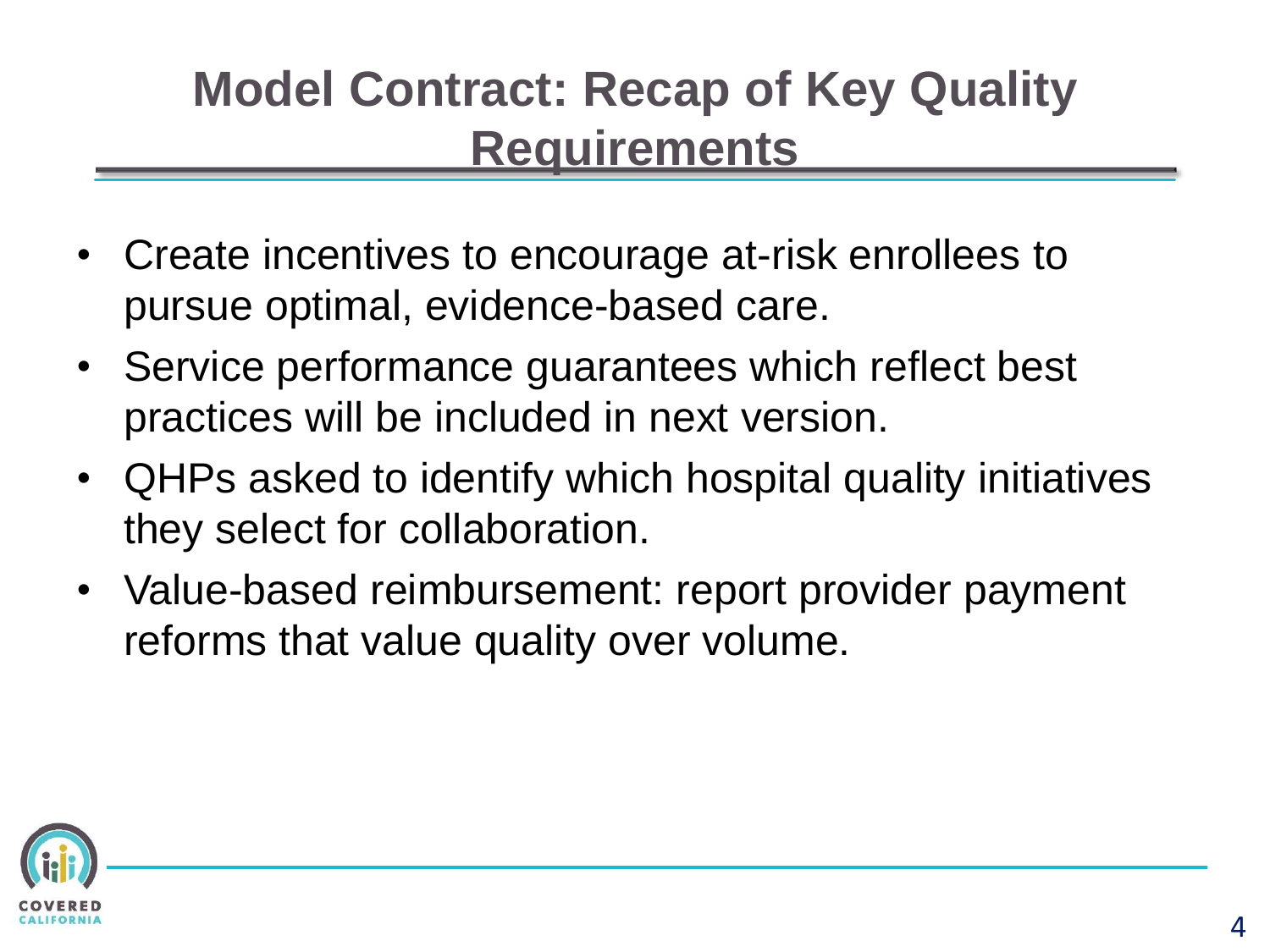# Model Contract: Recap of Key Quality Requirements

- Create incentives to encourage at-risk enrollees to pursue optimal, evidence-based care.
- Service performance guarantees which reflect best practices will be included in next version.
- QHPs asked to identify which hospital quality initiatives they select for collaboration.
- Value-based reimbursement: report provider payment reforms that value quality over volume.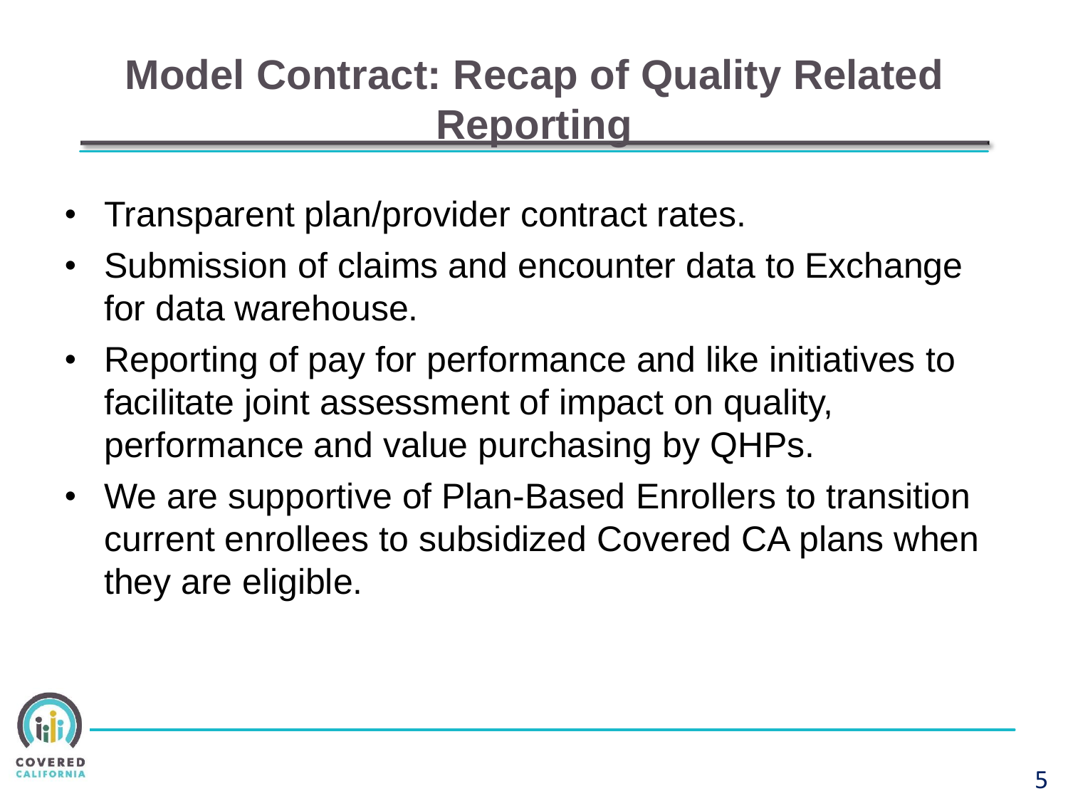# Model Contract: Recap of Quality Related Reporting

- Transparent plan/provider contract rates.
- Submission of claims and encounter data to Exchange for data warehouse.
- Reporting of pay for performance and like initiatives to facilitate joint assessment of impact on quality, performance and value purchasing by QHPs.
- We are supportive of Plan-Based Enrollers to transition current enrollees to subsidized Covered CA plans when they are eligible.